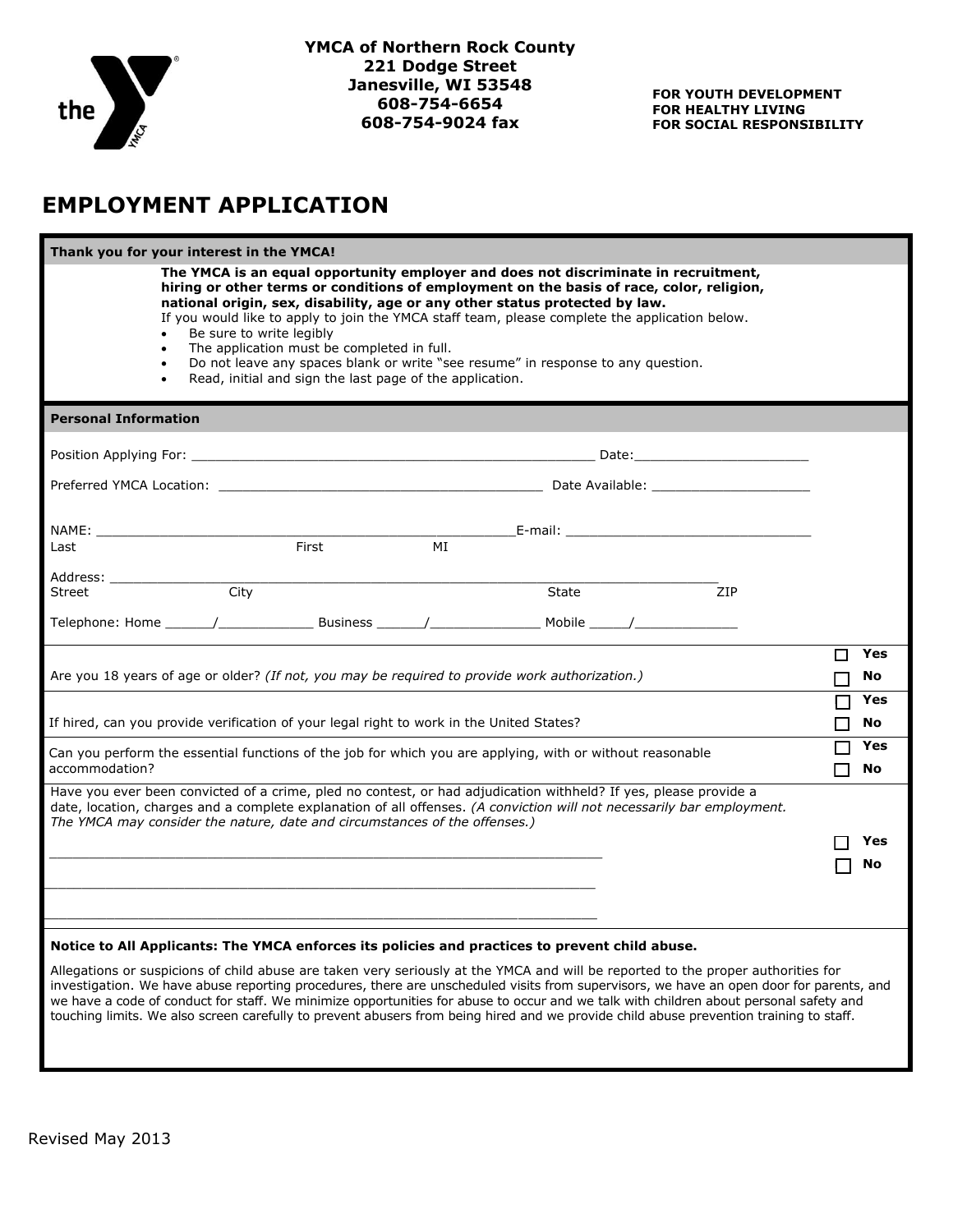**YMCA of Northern Rock County**
**221 Dodge Street**
**Janesville, WI 53548**
**608-754-6654**
**608-754-9024 fax**

**FOR YOUTH DEVELOPMENT**
**FOR HEALTHY LIVING**
**FOR SOCIAL RESPONSIBILITY**

# EMPLOYMENT APPLICATION

**Thank you for your interest in the YMCA!**

**The YMCA is an equal opportunity employer and does not discriminate in recruitment, hiring or other terms or conditions of employment on the basis of race, color, religion, national origin, sex, disability, age or any other status protected by law.**
If you would like to apply to join the YMCA staff team, please complete the application below.

- Be sure to write legibly
- The application must be completed in full.
- Do not leave any spaces blank or write "see resume" in response to any question.
- Read, initial and sign the last page of the application.

**Personal Information**

Position Applying For: _______________________________________________________ Date:______________________

Preferred YMCA Location: ________________________________________ Date Available: ____________________

NAME: _____________________________________________________________E-mail: ______________________________
Last First MI

Address: _____________________________________________________________________________
Street City State ZIP

Telephone: Home ______/____________ Business ______/______________ Mobile _____/_____________

| Question | |
|---|---|
| Are you 18 years of age or older? *(If not, you may be required to provide work authorization.)* | ☐ Yes ☐ No |
| If hired, can you provide verification of your legal right to work in the United States? | ☐ Yes ☐ No |
| Can you perform the essential functions of the job for which you are applying, with or without reasonable accommodation? | ☐ Yes ☐ No |
| Have you ever been convicted of a crime, pled no contest, or had adjudication withheld? If yes, please provide a date, location, charges and a complete explanation of all offenses. *(A conviction will not necessarily bar employment. The YMCA may consider the nature, date and circumstances of the offenses.)*<br>______________________________________________________________________<br>______________________________________________________________________<br>______________________________________________________________________ | ☐ Yes ☐ No |

**Notice to All Applicants: The YMCA enforces its policies and practices to prevent child abuse.**

Allegations or suspicions of child abuse are taken very seriously at the YMCA and will be reported to the proper authorities for investigation. We have abuse reporting procedures, there are unscheduled visits from supervisors, we have an open door for parents, and we have a code of conduct for staff. We minimize opportunities for abuse to occur and we talk with children about personal safety and touching limits. We also screen carefully to prevent abusers from being hired and we provide child abuse prevention training to staff.

Revised May 2013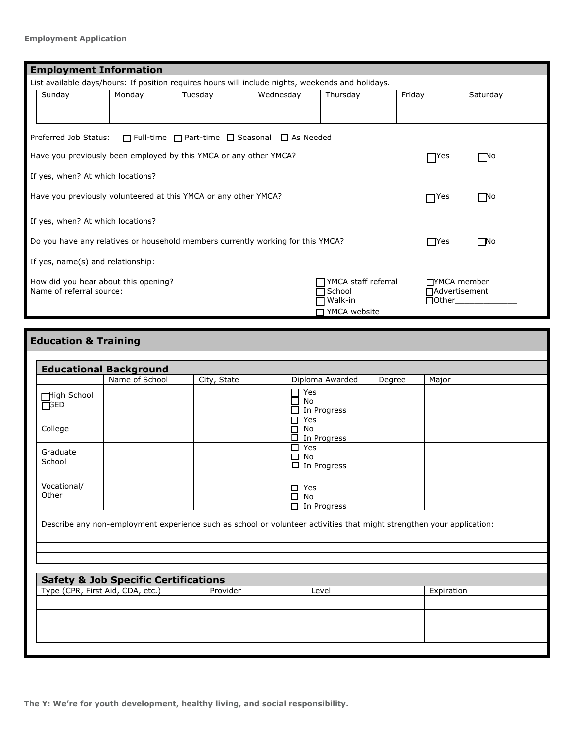## Employment Information

List available days/hours: If position requires hours will include nights, weekends and holidays.

| Sunday | Monday | Tuesday | Wednesday | Thursday | Friday | Saturday |
|---|---|---|---|---|---|---|
| | | | | | | |

Preferred Job Status: ☐ Full-time ☐ Part-time ☐ Seasonal ☐ As Needed

Have you previously been employed by this YMCA or any other YMCA? ☐ Yes ☐ No

If yes, when? At which locations?

Have you previously volunteered at this YMCA or any other YMCA? ☐ Yes ☐ No

If yes, when? At which locations?

Do you have any relatives or household members currently working for this YMCA? ☐ Yes ☐ No

If yes, name(s) and relationship:

How did you hear about this opening?
Name of referral source:

☐ YMCA staff referral
☐ School
☐ Walk-in
☐ YMCA website
☐ YMCA member
☐ Advertisement
☐ Other_____________

## Education & Training

### Educational Background

| | Name of School | City, State | Diploma Awarded | Degree | Major |
|---|---|---|---|---|---|
| ☐ High School ☐ GED | | | ☐ Yes ☐ No ☐ In Progress | | |
| College | | | ☐ Yes ☐ No ☐ In Progress | | |
| Graduate School | | | ☐ Yes ☐ No ☐ In Progress | | |
| Vocational/ Other | | | ☐ Yes ☐ No ☐ In Progress | | |

Describe any non-employment experience such as school or volunteer activities that might strengthen your application:

### Safety & Job Specific Certifications

| Type (CPR, First Aid, CDA, etc.) | Provider | Level | Expiration |
|---|---|---|---|
| | | | |
| | | | |
| | | | |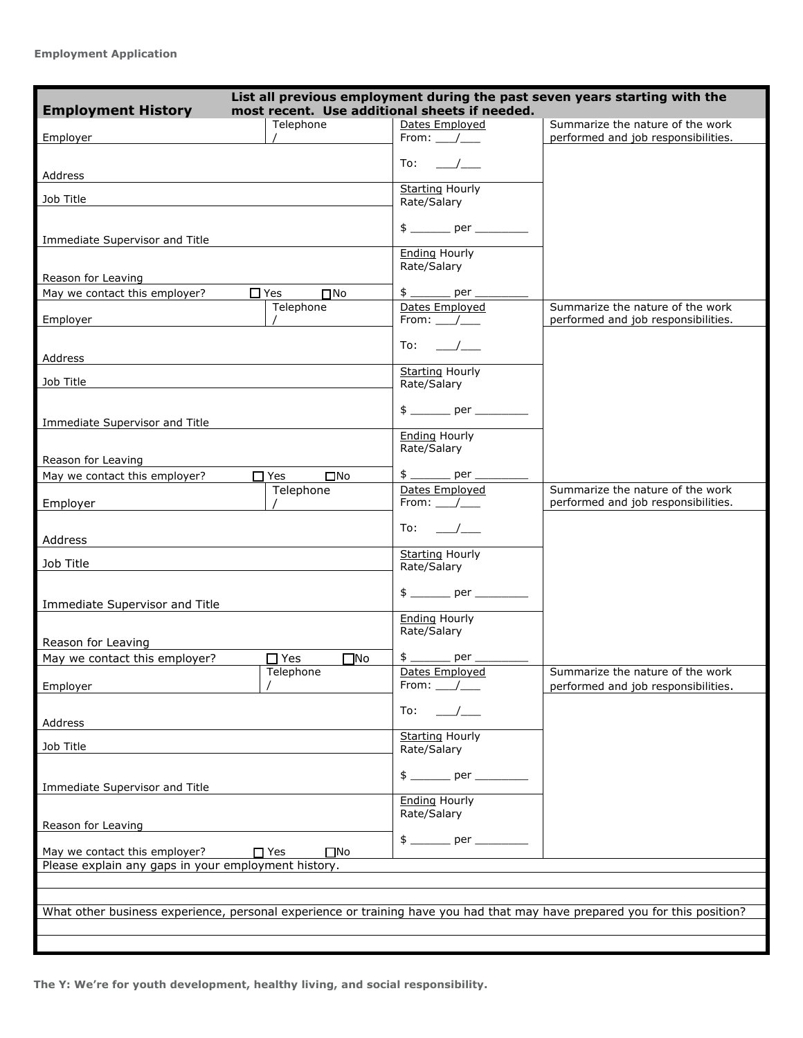## Employment History

**List all previous employment during the past seven years starting with the most recent. Use additional sheets if needed.**

| | | | |
|---|---|---|---|
| Employer | Telephone / | Dates Employed From: ___/___ | Summarize the nature of the work performed and job responsibilities. |
| Address | | To: ___/___ | |
| Job Title | | Starting Hourly Rate/Salary | |
| Immediate Supervisor and Title | | $ ______ per ________ | |
| Reason for Leaving | | Ending Hourly Rate/Salary | |
| May we contact this employer? ☐ Yes ☐ No | | $ ______ per ________ | |
| Employer | Telephone / | Dates Employed From: ___/___ | Summarize the nature of the work performed and job responsibilities. |
| Address | | To: ___/___ | |
| Job Title | | Starting Hourly Rate/Salary | |
| Immediate Supervisor and Title | | $ ______ per ________ | |
| Reason for Leaving | | Ending Hourly Rate/Salary | |
| May we contact this employer? ☐ Yes ☐ No | | $ ______ per ________ | |
| Employer | Telephone / | Dates Employed From: ___/___ | Summarize the nature of the work performed and job responsibilities. |
| Address | | To: ___/___ | |
| Job Title | | Starting Hourly Rate/Salary | |
| Immediate Supervisor and Title | | $ ______ per ________ | |
| Reason for Leaving | | Ending Hourly Rate/Salary | |
| May we contact this employer? ☐ Yes ☐ No | | $ ______ per ________ | |
| Employer | Telephone / | Dates Employed From: ___/___ | Summarize the nature of the work performed and job responsibilities. |
| Address | | To: ___/___ | |
| Job Title | | Starting Hourly Rate/Salary | |
| Immediate Supervisor and Title | | $ ______ per ________ | |
| Reason for Leaving | | Ending Hourly Rate/Salary | |
| May we contact this employer? ☐ Yes ☐ No | | $ ______ per ________ | |

Please explain any gaps in your employment history.

What other business experience, personal experience or training have you had that may have prepared you for this position?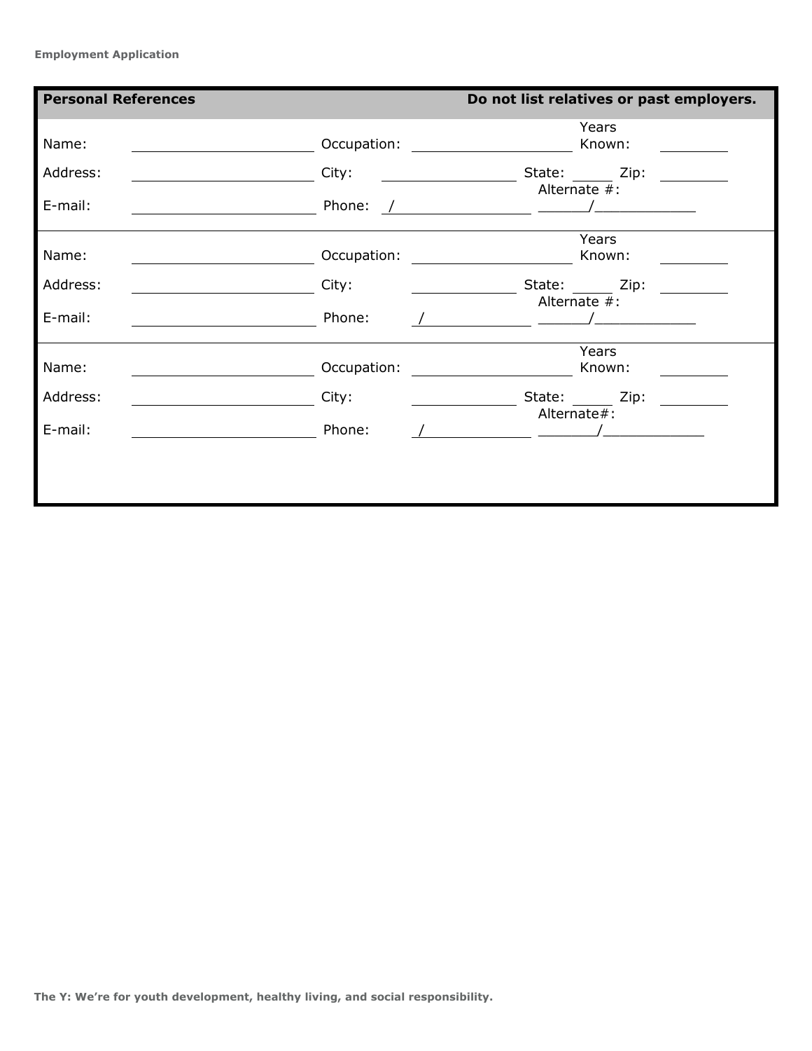## Personal References

**Do not list relatives or past employers.**

Name: ______________________ Occupation: ____________________ Years Known: ________

Address: ______________________ City: ________________ State: _____ Zip: ________

E-mail: ______________________ Phone: / ________________ Alternate #: ______/____________

---

Name: ______________________ Occupation: ____________________ Years Known: ________

Address: ______________________ City: ________________ State: _____ Zip: ________

E-mail: ______________________ Phone: / ________________ Alternate #: ______/____________

---

Name: ______________________ Occupation: ____________________ Years Known: ________

Address: ______________________ City: ________________ State: _____ Zip: ________

E-mail: ______________________ Phone: / ________________ Alternate#: _______/____________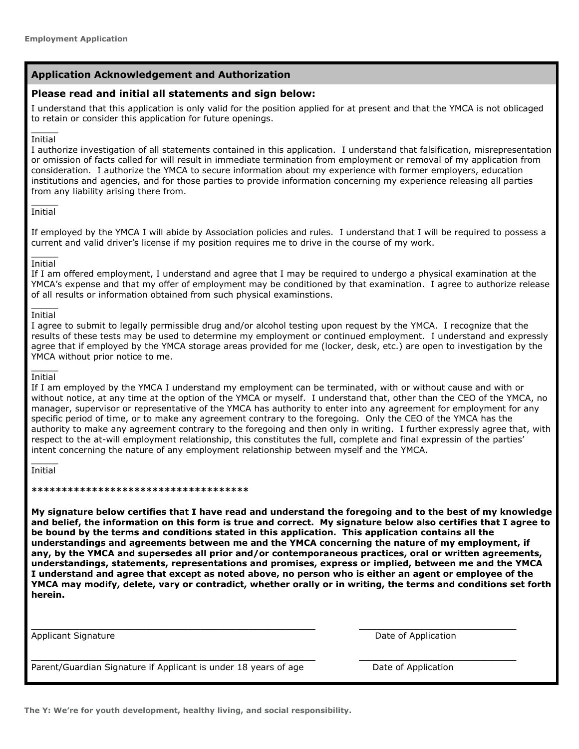## Application Acknowledgement and Authorization

### Please read and initial all statements and sign below:

I understand that this application is only valid for the position applied for at present and that the YMCA is not oblicaged to retain or consider this application for future openings.

_____
Initial

I authorize investigation of all statements contained in this application. I understand that falsification, misrepresentation or omission of facts called for will result in immediate termination from employment or removal of my application from consideration. I authorize the YMCA to secure information about my experience with former employers, education institutions and agencies, and for those parties to provide information concerning my experience releasing all parties from any liability arising there from.

_____
Initial

If employed by the YMCA I will abide by Association policies and rules. I understand that I will be required to possess a current and valid driver's license if my position requires me to drive in the course of my work.

_____
Initial

If I am offered employment, I understand and agree that I may be required to undergo a physical examination at the YMCA's expense and that my offer of employment may be conditioned by that examination. I agree to authorize release of all results or information obtained from such physical examinstions.

_____
Initial

I agree to submit to legally permissible drug and/or alcohol testing upon request by the YMCA. I recognize that the results of these tests may be used to determine my employment or continued employment. I understand and expressly agree that if employed by the YMCA storage areas provided for me (locker, desk, etc.) are open to investigation by the YMCA without prior notice to me.

_____
Initial

If I am employed by the YMCA I understand my employment can be terminated, with or without cause and with or without notice, at any time at the option of the YMCA or myself. I understand that, other than the CEO of the YMCA, no manager, supervisor or representative of the YMCA has authority to enter into any agreement for employment for any specific period of time, or to make any agreement contrary to the foregoing. Only the CEO of the YMCA has the authority to make any agreement contrary to the foregoing and then only in writing. I further expressly agree that, with respect to the at-will employment relationship, this constitutes the full, complete and final expressin of the parties' intent concerning the nature of any employment relationship between myself and the YMCA.

_____
Initial

************************************

**My signature below certifies that I have read and understand the foregoing and to the best of my knowledge and belief, the information on this form is true and correct. My signature below also certifies that I agree to be bound by the terms and conditions stated in this application. This application contains all the understandings and agreements between me and the YMCA concerning the nature of my employment, if any, by the YMCA and supersedes all prior and/or contemporaneous practices, oral or written agreements, understandings, statements, representations and promises, express or implied, between me and the YMCA I understand and agree that except as noted above, no person who is either an agent or employee of the YMCA may modify, delete, vary or contradict, whether orally or in writing, the terms and conditions set forth herein.**

_______________________________________________ &nbsp;&nbsp;&nbsp; ___________________________
Applicant Signature &nbsp;&nbsp;&nbsp; Date of Application

_______________________________________________ &nbsp;&nbsp;&nbsp; ___________________________
Parent/Guardian Signature if Applicant is under 18 years of age &nbsp;&nbsp;&nbsp; Date of Application

**The Y: We're for youth development, healthy living, and social responsibility.**